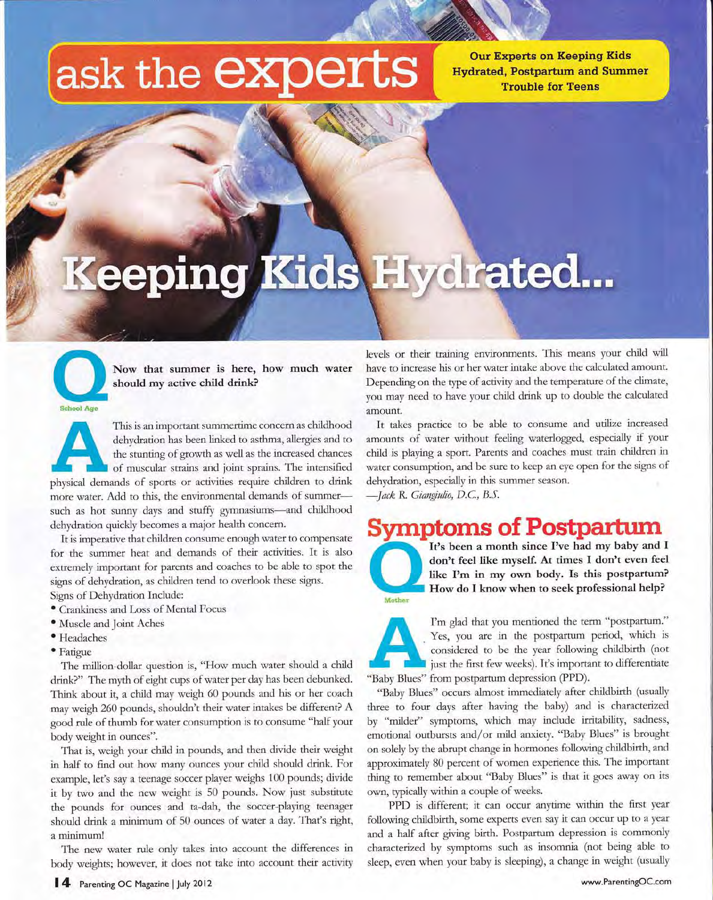# ask the experts

**Our Experts on Keeping Kids Hydrated, Postpartum and Summer Trouble for Teens**

# Keeping Kids Hydrated...

**Q** School Age

**Now that summer is here, how much water should my active child drink?**

**A** This is an important summertime concern as childhood dehydration has been linked to asthma, allergies and to the stunting of growth as well as the increased chances of muscular strains and joint sprains. The intensified physical demands of sports or activities require children to drink more water. Add to this, the environmental demands of summer—such as hot sunny days and stuffy gymnasiums—and childhood dehydration quickly becomes a major health concern.

It is imperative that children consume enough water to compensate for the summer heat and demands of their activities. It is also extremely important for parents and coaches to be able to spot the signs of dehydration, as children tend to overlook these signs.

Signs of Dehydration Include:

- Crankiness and Loss of Mental Focus
- Muscle and Joint Aches
- Headaches
- Fatigue

The million-dollar question is, "How much water should a child drink?" The myth of eight cups of water per day has been debunked. Think about it, a child may weigh 60 pounds and his or her coach may weigh 260 pounds, shouldn't their water intakes be different? A good rule of thumb for water consumption is to consume "half your body weight in ounces".

That is, weigh your child in pounds, and then divide their weight in half to find out how many ounces your child should drink. For example, let's say a teenage soccer player weighs 100 pounds; divide it by two and the new weight is 50 pounds. Now just substitute the pounds for ounces and ta-dah, the soccer-playing teenager should drink a minimum of 50 ounces of water a day. That's right, a minimum!

The new water rule only takes into account the differences in body weights; however, it does not take into account their activity levels or their training environments. This means your child will have to increase his or her water intake above the calculated amount. Depending on the type of activity and the temperature of the climate, you may need to have your child drink up to double the calculated amount.

It takes practice to be able to consume and utilize increased amounts of water without feeling waterlogged, especially if your child is playing a sport. Parents and coaches must train children in water consumption, and be sure to keep an eye open for the signs of dehydration, especially in this summer season.

*—Jack R. Giangiulio, D.C., B.S.*

## Symptoms of Postpartum

**Q** Mother

**It's been a month since I've had my baby and I don't feel like myself. At times I don't even feel like I'm in my own body. Is this postpartum? How do I know when to seek professional help?**

**A** I'm glad that you mentioned the term "postpartum." Yes, you are in the postpartum period, which is considered to be the year following childbirth (not just the first few weeks). It's important to differentiate "Baby Blues" from postpartum depression (PPD).

"Baby Blues" occurs almost immediately after childbirth (usually three to four days after having the baby) and is characterized by "milder" symptoms, which may include irritability, sadness, emotional outbursts and/or mild anxiety. "Baby Blues" is brought on solely by the abrupt change in hormones following childbirth, and approximately 80 percent of women experience this. The important thing to remember about "Baby Blues" is that it goes away on its own, typically within a couple of weeks.

PPD is different; it can occur anytime within the first year following childbirth, some experts even say it can occur up to a year and a half after giving birth. Postpartum depression is commonly characterized by symptoms such as insomnia (not being able to sleep, even when your baby is sleeping), a change in weight (usually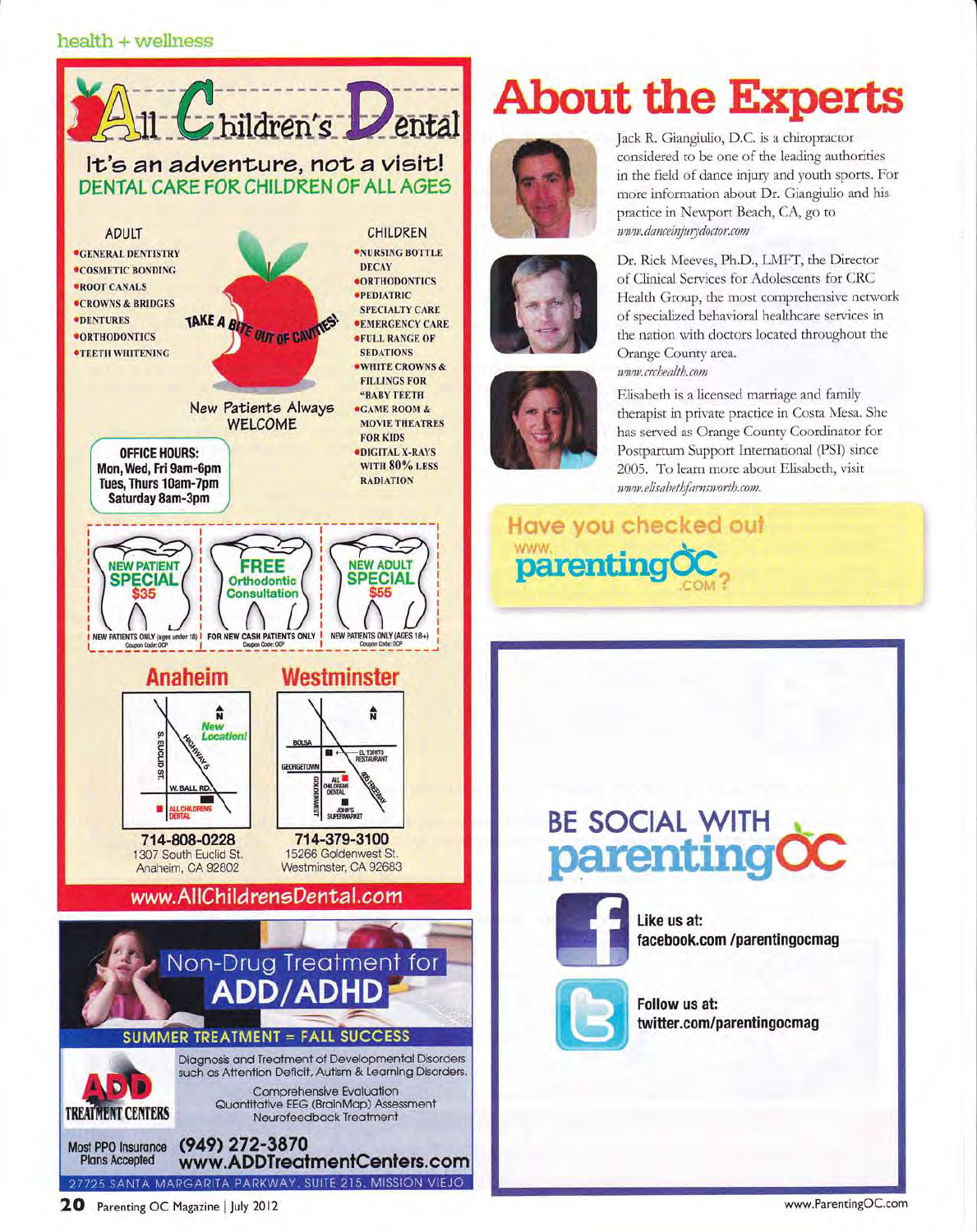health + wellness

# All Children's Dental

## It's an adventure, not a visit!

**DENTAL CARE FOR CHILDREN OF ALL AGES**

**ADULT**

- GENERAL DENTISTRY
- COSMETIC BONDING
- ROOT CANALS
- CROWNS & BRIDGES
- DENTURES
- ORTHODONTICS
- TEETH WHITENING

TAKE A BITE OUT OF CAVITIES!

New Patients Always WELCOME

**CHILDREN**

- NURSING BOTTLE DECAY
- ORTHODONTICS
- PEDIATRIC SPECIALTY CARE
- EMERGENCY CARE
- FULL RANGE OF SEDATIONS
- WHITE CROWNS & FILLINGS FOR "BABY TEETH
- GAME ROOM & MOVIE THEATRES FOR KIDS
- DIGITAL X-RAYS WITH 80% LESS RADIATION

**OFFICE HOURS:**
Mon, Wed, Fri 9am-6pm
Tues, Thurs 10am-7pm
Saturday 8am-3pm

**NEW PATIENT SPECIAL $35** — NEW PATIENTS ONLY (ages under 18) Coupon Code: OCP

**FREE Orthodontic Consultation** — FOR NEW CASH PATIENTS ONLY Coupon Code: OCP

**NEW ADULT SPECIAL $55** — NEW PATIENTS ONLY (AGES 18+) Coupon Code: OCP

**Anaheim**

New Location!

714-808-0228
1307 South Euclid St.
Anaheim, CA 92802

**Westminster**

714-379-3100
15266 Goldenwest St.
Westminster, CA 92683

www.AllChildrensDental.com

## Non-Drug Treatment for ADD/ADHD

**SUMMER TREATMENT = FALL SUCCESS**

ADD TREATMENT CENTERS

Diagnosis and Treatment of Developmental Disorders such as Attention Deficit, Autism & Learning Disorders.

Comprehensive Evaluation
Quantitative EEG (BrainMap) Assessment
Neurofeedback Treatment

Most PPO Insurance Plans Accepted

(949) 272-3870
www.ADDTreatmentCenters.com

27725 SANTA MARGARITA PARKWAY, SUITE 215, MISSION VIEJO

# About the Experts

Jack R. Giangiulio, D.C. is a chiropractor considered to be one of the leading authorities in the field of dance injury and youth sports. For more information about Dr. Giangiulio and his practice in Newport Beach, CA, go to *www.danceinjurydoctor.com*

Dr. Rick Meeves, Ph.D., LMFT, the Director of Clinical Services for Adolescents for CRC Health Group, the most comprehensive network of specialized behavioral healthcare services in the nation with doctors located throughout the Orange County area. *www.crchealth.com*

Elisabeth is a licensed marriage and family therapist in private practice in Costa Mesa. She has served as Orange County Coordinator for Postpartum Support International (PSI) since 2005. To learn more about Elisabeth, visit *www.elisabethfarnsworth.com.*

**Have you checked out www.parentingOC.com?**

## BE SOCIAL WITH parentingOC

**Like us at:** facebook.com /parentingocmag

**Follow us at:** twitter.com/parentingocmag